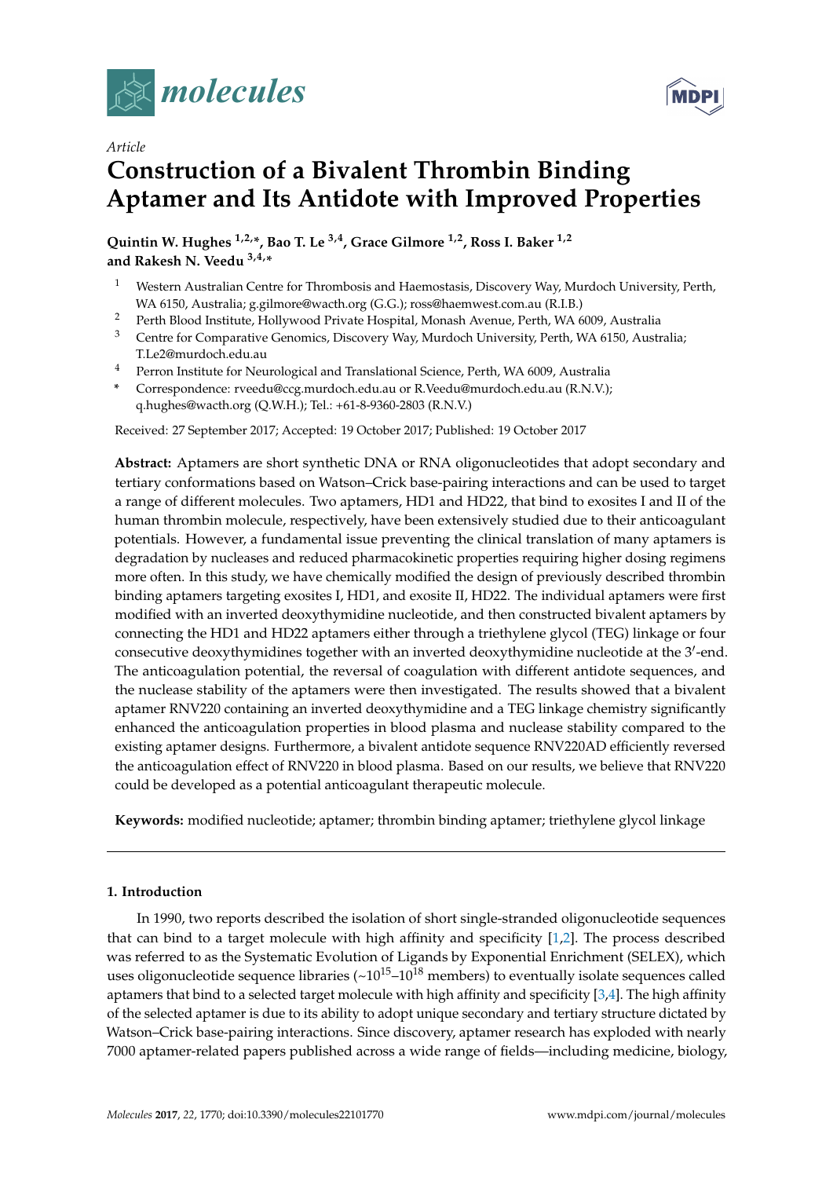*Article*

# Construction of a Bivalent Thrombin Binding Aptamer and Its Antidote with Improved Properties

**Quintin W. Hughes [1,2,*], Bao T. Le [3,4], Grace Gilmore [1,2], Ross I. Baker [1,2] and Rakesh N. Veedu [3,4,*]**

1. Western Australian Centre for Thrombosis and Haemostasis, Discovery Way, Murdoch University, Perth, WA 6150, Australia; g.gilmore@wacth.org (G.G.); ross@haemwest.com.au (R.I.B.)
2. Perth Blood Institute, Hollywood Private Hospital, Monash Avenue, Perth, WA 6009, Australia
3. Centre for Comparative Genomics, Discovery Way, Murdoch University, Perth, WA 6150, Australia; T.Le2@murdoch.edu.au
4. Perron Institute for Neurological and Translational Science, Perth, WA 6009, Australia

\* Correspondence: rveedu@ccg.murdoch.edu.au or R.Veedu@murdoch.edu.au (R.N.V.); q.hughes@wacth.org (Q.W.H.); Tel.: +61-8-9360-2803 (R.N.V.)

Received: 27 September 2017; Accepted: 19 October 2017; Published: 19 October 2017

**Abstract:** Aptamers are short synthetic DNA or RNA oligonucleotides that adopt secondary and tertiary conformations based on Watson–Crick base-pairing interactions and can be used to target a range of different molecules. Two aptamers, HD1 and HD22, that bind to exosites I and II of the human thrombin molecule, respectively, have been extensively studied due to their anticoagulant potentials. However, a fundamental issue preventing the clinical translation of many aptamers is degradation by nucleases and reduced pharmacokinetic properties requiring higher dosing regimens more often. In this study, we have chemically modified the design of previously described thrombin binding aptamers targeting exosites I, HD1, and exosite II, HD22. The individual aptamers were first modified with an inverted deoxythymidine nucleotide, and then constructed bivalent aptamers by connecting the HD1 and HD22 aptamers either through a triethylene glycol (TEG) linkage or four consecutive deoxythymidines together with an inverted deoxythymidine nucleotide at the 3′-end. The anticoagulation potential, the reversal of coagulation with different antidote sequences, and the nuclease stability of the aptamers were then investigated. The results showed that a bivalent aptamer RNV220 containing an inverted deoxythymidine and a TEG linkage chemistry significantly enhanced the anticoagulation properties in blood plasma and nuclease stability compared to the existing aptamer designs. Furthermore, a bivalent antidote sequence RNV220AD efficiently reversed the anticoagulation effect of RNV220 in blood plasma. Based on our results, we believe that RNV220 could be developed as a potential anticoagulant therapeutic molecule.

**Keywords:** modified nucleotide; aptamer; thrombin binding aptamer; triethylene glycol linkage

## 1. Introduction

In 1990, two reports described the isolation of short single-stranded oligonucleotide sequences that can bind to a target molecule with high affinity and specificity [1,2]. The process described was referred to as the Systematic Evolution of Ligands by Exponential Enrichment (SELEX), which uses oligonucleotide sequence libraries (~$10^{15}$–$10^{18}$ members) to eventually isolate sequences called aptamers that bind to a selected target molecule with high affinity and specificity [3,4]. The high affinity of the selected aptamer is due to its ability to adopt unique secondary and tertiary structure dictated by Watson–Crick base-pairing interactions. Since discovery, aptamer research has exploded with nearly 7000 aptamer-related papers published across a wide range of fields—including medicine, biology,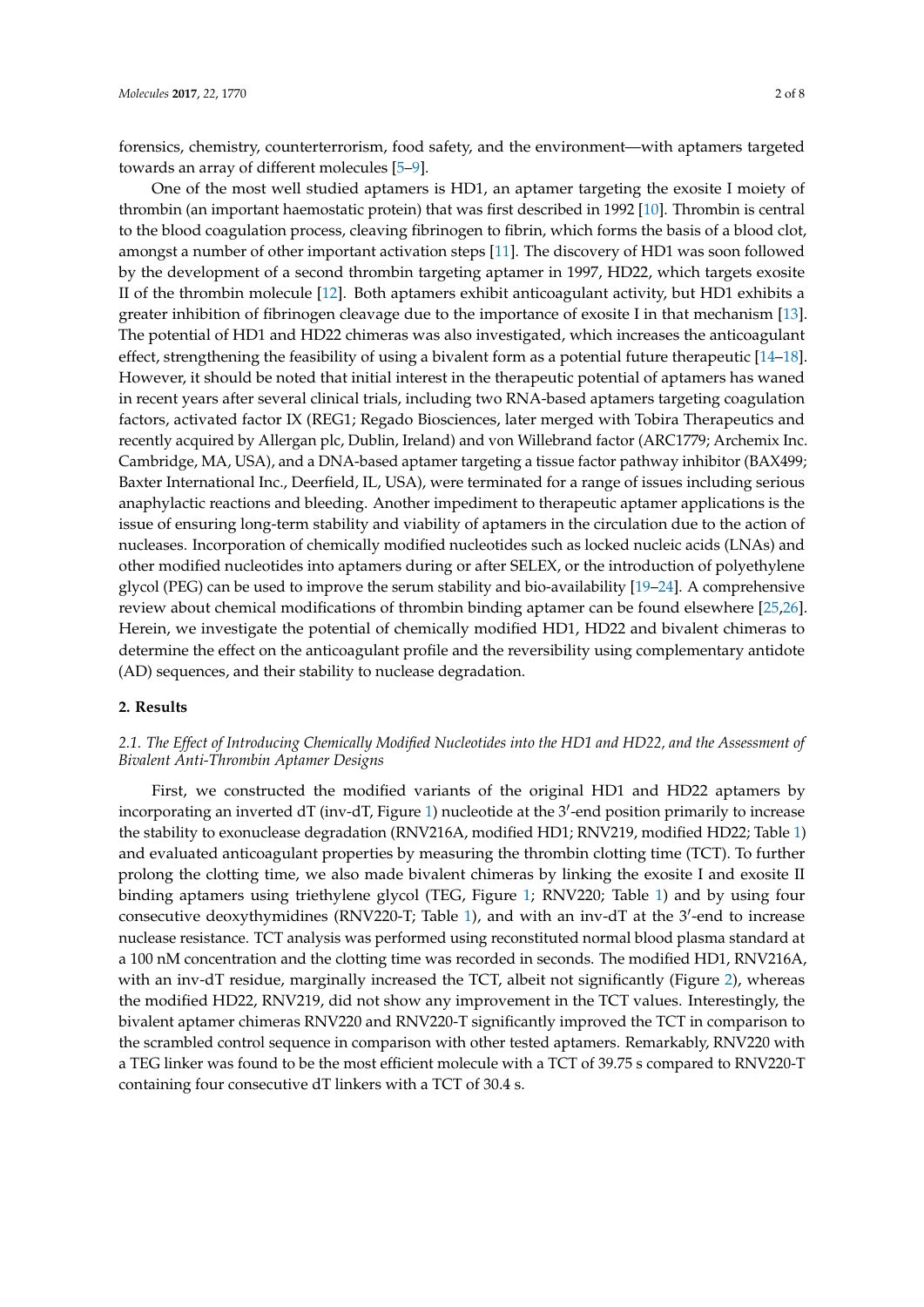forensics, chemistry, counterterrorism, food safety, and the environment—with aptamers targeted towards an array of different molecules [5–9].

One of the most well studied aptamers is HD1, an aptamer targeting the exosite I moiety of thrombin (an important haemostatic protein) that was first described in 1992 [10]. Thrombin is central to the blood coagulation process, cleaving fibrinogen to fibrin, which forms the basis of a blood clot, amongst a number of other important activation steps [11]. The discovery of HD1 was soon followed by the development of a second thrombin targeting aptamer in 1997, HD22, which targets exosite II of the thrombin molecule [12]. Both aptamers exhibit anticoagulant activity, but HD1 exhibits a greater inhibition of fibrinogen cleavage due to the importance of exosite I in that mechanism [13]. The potential of HD1 and HD22 chimeras was also investigated, which increases the anticoagulant effect, strengthening the feasibility of using a bivalent form as a potential future therapeutic [14–18]. However, it should be noted that initial interest in the therapeutic potential of aptamers has waned in recent years after several clinical trials, including two RNA-based aptamers targeting coagulation factors, activated factor IX (REG1; Regado Biosciences, later merged with Tobira Therapeutics and recently acquired by Allergan plc, Dublin, Ireland) and von Willebrand factor (ARC1779; Archemix Inc. Cambridge, MA, USA), and a DNA-based aptamer targeting a tissue factor pathway inhibitor (BAX499; Baxter International Inc., Deerfield, IL, USA), were terminated for a range of issues including serious anaphylactic reactions and bleeding. Another impediment to therapeutic aptamer applications is the issue of ensuring long-term stability and viability of aptamers in the circulation due to the action of nucleases. Incorporation of chemically modified nucleotides such as locked nucleic acids (LNAs) and other modified nucleotides into aptamers during or after SELEX, or the introduction of polyethylene glycol (PEG) can be used to improve the serum stability and bio-availability [19–24]. A comprehensive review about chemical modifications of thrombin binding aptamer can be found elsewhere [25,26]. Herein, we investigate the potential of chemically modified HD1, HD22 and bivalent chimeras to determine the effect on the anticoagulant profile and the reversibility using complementary antidote (AD) sequences, and their stability to nuclease degradation.

## 2. Results

### *2.1. The Effect of Introducing Chemically Modified Nucleotides into the HD1 and HD22, and the Assessment of Bivalent Anti-Thrombin Aptamer Designs*

First, we constructed the modified variants of the original HD1 and HD22 aptamers by incorporating an inverted dT (inv-dT, Figure 1) nucleotide at the 3′-end position primarily to increase the stability to exonuclease degradation (RNV216A, modified HD1; RNV219, modified HD22; Table 1) and evaluated anticoagulant properties by measuring the thrombin clotting time (TCT). To further prolong the clotting time, we also made bivalent chimeras by linking the exosite I and exosite II binding aptamers using triethylene glycol (TEG, Figure 1; RNV220; Table 1) and by using four consecutive deoxythymidines (RNV220-T; Table 1), and with an inv-dT at the 3′-end to increase nuclease resistance. TCT analysis was performed using reconstituted normal blood plasma standard at a 100 nM concentration and the clotting time was recorded in seconds. The modified HD1, RNV216A, with an inv-dT residue, marginally increased the TCT, albeit not significantly (Figure 2), whereas the modified HD22, RNV219, did not show any improvement in the TCT values. Interestingly, the bivalent aptamer chimeras RNV220 and RNV220-T significantly improved the TCT in comparison to the scrambled control sequence in comparison with other tested aptamers. Remarkably, RNV220 with a TEG linker was found to be the most efficient molecule with a TCT of 39.75 s compared to RNV220-T containing four consecutive dT linkers with a TCT of 30.4 s.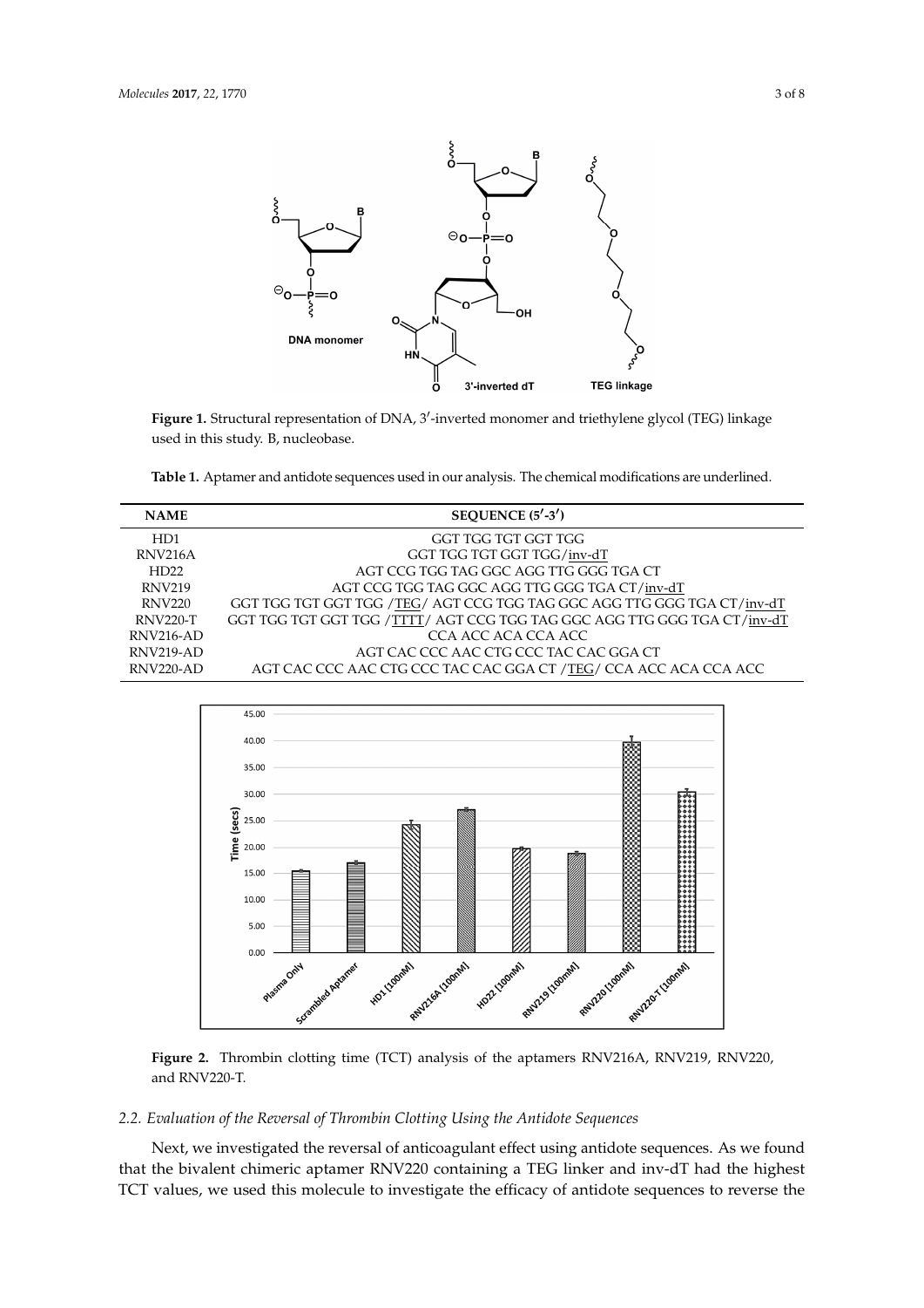DNA monomer

3′-inverted dT

TEG linkage

**Figure 1.** Structural representation of DNA, 3′-inverted monomer and triethylene glycol (TEG) linkage used in this study. B, nucleobase.

**Table 1.** Aptamer and antidote sequences used in our analysis. The chemical modifications are underlined.

| NAME | SEQUENCE (5′-3′) |
|---|---|
| HD1 | GGT TGG TGT GGT TGG |
| RNV216A | GGT TGG TGT GGT TGG/inv-dT |
| HD22 | AGT CCG TGG TAG GGC AGG TTG GGG TGA CT |
| RNV219 | AGT CCG TGG TAG GGC AGG TTG GGG TGA CT/inv-dT |
| RNV220 | GGT TGG TGT GGT TGG /TEG/ AGT CCG TGG TAG GGC AGG TTG GGG TGA CT/inv-dT |
| RNV220-T | GGT TGG TGT GGT TGG /TTTT/ AGT CCG TGG TAG GGC AGG TTG GGG TGA CT/inv-dT |
| RNV216-AD | CCA ACC ACA CCA ACC |
| RNV219-AD | AGT CAC CCC AAC CTG CCC TAC CAC GGA CT |
| RNV220-AD | AGT CAC CCC AAC CTG CCC TAC CAC GGA CT /TEG/ CCA ACC ACA CCA ACC |

45.00
40.00
35.00
30.00
25.00
20.00
15.00
10.00
5.00
0.00

Time (secs)

Plasma Only
Scrambled Aptamer
HD1 [100nM]
RNV216A [100nM]
HD22 [100nM]
RNV219 [100nM]
RNV220 [100nM]
RNV220-T [100nM]

**Figure 2.** Thrombin clotting time (TCT) analysis of the aptamers RNV216A, RNV219, RNV220, and RNV220-T.

### *2.2. Evaluation of the Reversal of Thrombin Clotting Using the Antidote Sequences*

Next, we investigated the reversal of anticoagulant effect using antidote sequences. As we found that the bivalent chimeric aptamer RNV220 containing a TEG linker and inv-dT had the highest TCT values, we used this molecule to investigate the efficacy of antidote sequences to reverse the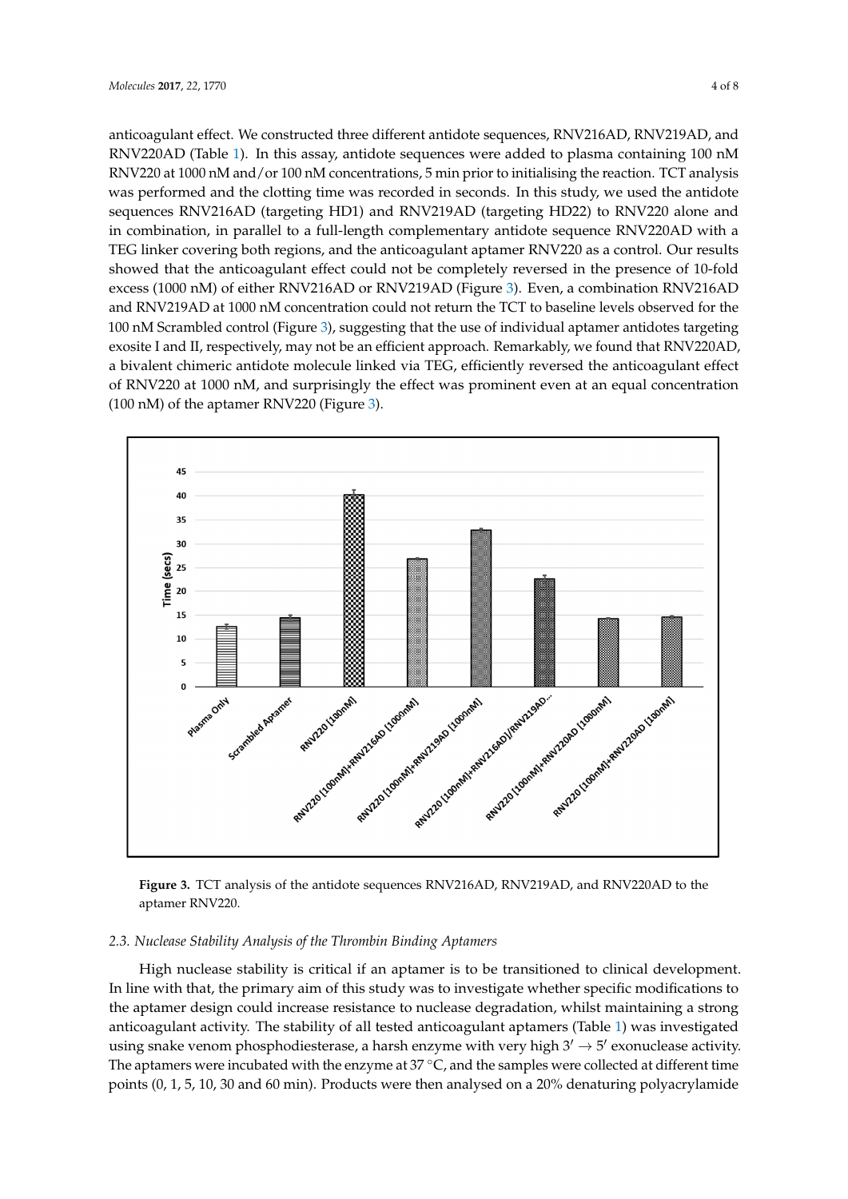anticoagulant effect. We constructed three different antidote sequences, RNV216AD, RNV219AD, and RNV220AD (Table 1). In this assay, antidote sequences were added to plasma containing 100 nM RNV220 at 1000 nM and/or 100 nM concentrations, 5 min prior to initialising the reaction. TCT analysis was performed and the clotting time was recorded in seconds. In this study, we used the antidote sequences RNV216AD (targeting HD1) and RNV219AD (targeting HD22) to RNV220 alone and in combination, in parallel to a full-length complementary antidote sequence RNV220AD with a TEG linker covering both regions, and the anticoagulant aptamer RNV220 as a control. Our results showed that the anticoagulant effect could not be completely reversed in the presence of 10-fold excess (1000 nM) of either RNV216AD or RNV219AD (Figure 3). Even, a combination RNV216AD and RNV219AD at 1000 nM concentration could not return the TCT to baseline levels observed for the 100 nM Scrambled control (Figure 3), suggesting that the use of individual aptamer antidotes targeting exosite I and II, respectively, may not be an efficient approach. Remarkably, we found that RNV220AD, a bivalent chimeric antidote molecule linked via TEG, efficiently reversed the anticoagulant effect of RNV220 at 1000 nM, and surprisingly the effect was prominent even at an equal concentration (100 nM) of the aptamer RNV220 (Figure 3).

Time (secs)
45
40
35
30
25
20
15
10
5
0
Plasma Only
Scrambled Aptamer
RNV220 [100nM]
RNV220 [100nM]+RNV216AD [1000nM]
RNV220 [100nM]+RNV219AD [1000nM]
RNV220 [100nM]+RNV216AD]/RNV219AD...
RNV220 [100nM]+RNV220AD [1000nM]
RNV220 [100nM]+RNV220AD [100nM]

**Figure 3.** TCT analysis of the antidote sequences RNV216AD, RNV219AD, and RNV220AD to the aptamer RNV220.

### *2.3. Nuclease Stability Analysis of the Thrombin Binding Aptamers*

High nuclease stability is critical if an aptamer is to be transitioned to clinical development. In line with that, the primary aim of this study was to investigate whether specific modifications to the aptamer design could increase resistance to nuclease degradation, whilst maintaining a strong anticoagulant activity. The stability of all tested anticoagulant aptamers (Table 1) was investigated using snake venom phosphodiesterase, a harsh enzyme with very high $3' \rightarrow 5'$ exonuclease activity. The aptamers were incubated with the enzyme at 37 °C, and the samples were collected at different time points (0, 1, 5, 10, 30 and 60 min). Products were then analysed on a 20% denaturing polyacrylamide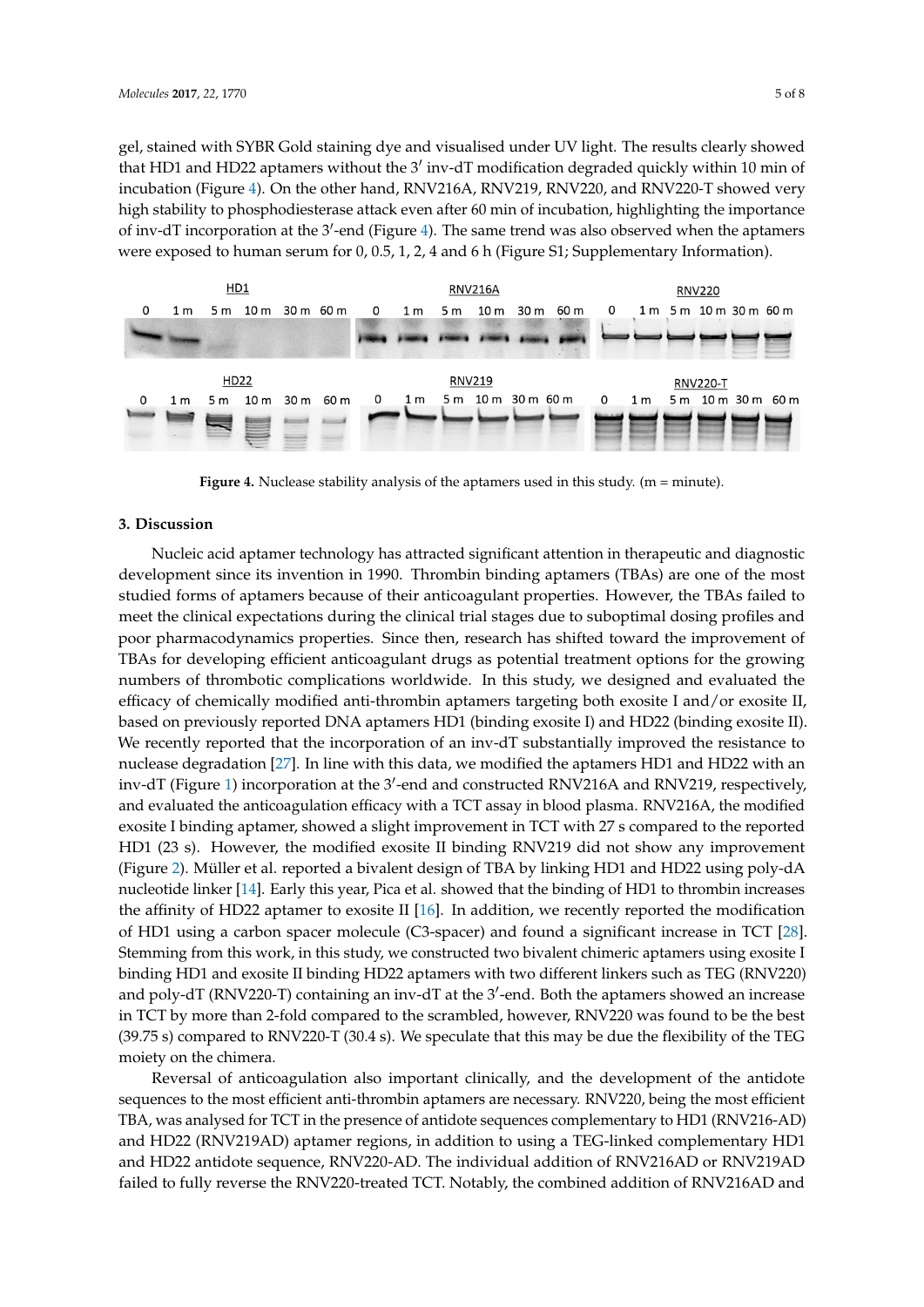gel, stained with SYBR Gold staining dye and visualised under UV light. The results clearly showed that HD1 and HD22 aptamers without the 3′ inv-dT modification degraded quickly within 10 min of incubation (Figure 4). On the other hand, RNV216A, RNV219, RNV220, and RNV220-T showed very high stability to phosphodiesterase attack even after 60 min of incubation, highlighting the importance of inv-dT incorporation at the 3′-end (Figure 4). The same trend was also observed when the aptamers were exposed to human serum for 0, 0.5, 1, 2, 4 and 6 h (Figure S1; Supplementary Information).

HD1
0 1 m 5 m 10 m 30 m 60 m

RNV216A
0 1 m 5 m 10 m 30 m 60 m

RNV220
0 1 m 5 m 10 m 30 m 60 m

HD22
0 1 m 5 m 10 m 30 m 60 m

RNV219
0 1 m 5 m 10 m 30 m 60 m

RNV220-T
0 1 m 5 m 10 m 30 m 60 m

**Figure 4.** Nuclease stability analysis of the aptamers used in this study. (m = minute).

## 3. Discussion

Nucleic acid aptamer technology has attracted significant attention in therapeutic and diagnostic development since its invention in 1990. Thrombin binding aptamers (TBAs) are one of the most studied forms of aptamers because of their anticoagulant properties. However, the TBAs failed to meet the clinical expectations during the clinical trial stages due to suboptimal dosing profiles and poor pharmacodynamics properties. Since then, research has shifted toward the improvement of TBAs for developing efficient anticoagulant drugs as potential treatment options for the growing numbers of thrombotic complications worldwide. In this study, we designed and evaluated the efficacy of chemically modified anti-thrombin aptamers targeting both exosite I and/or exosite II, based on previously reported DNA aptamers HD1 (binding exosite I) and HD22 (binding exosite II). We recently reported that the incorporation of an inv-dT substantially improved the resistance to nuclease degradation [27]. In line with this data, we modified the aptamers HD1 and HD22 with an inv-dT (Figure 1) incorporation at the 3′-end and constructed RNV216A and RNV219, respectively, and evaluated the anticoagulation efficacy with a TCT assay in blood plasma. RNV216A, the modified exosite I binding aptamer, showed a slight improvement in TCT with 27 s compared to the reported HD1 (23 s). However, the modified exosite II binding RNV219 did not show any improvement (Figure 2). Müller et al. reported a bivalent design of TBA by linking HD1 and HD22 using poly-dA nucleotide linker [14]. Early this year, Pica et al. showed that the binding of HD1 to thrombin increases the affinity of HD22 aptamer to exosite II [16]. In addition, we recently reported the modification of HD1 using a carbon spacer molecule (C3-spacer) and found a significant increase in TCT [28]. Stemming from this work, in this study, we constructed two bivalent chimeric aptamers using exosite I binding HD1 and exosite II binding HD22 aptamers with two different linkers such as TEG (RNV220) and poly-dT (RNV220-T) containing an inv-dT at the 3′-end. Both the aptamers showed an increase in TCT by more than 2-fold compared to the scrambled, however, RNV220 was found to be the best (39.75 s) compared to RNV220-T (30.4 s). We speculate that this may be due the flexibility of the TEG moiety on the chimera.

Reversal of anticoagulation also important clinically, and the development of the antidote sequences to the most efficient anti-thrombin aptamers are necessary. RNV220, being the most efficient TBA, was analysed for TCT in the presence of antidote sequences complementary to HD1 (RNV216-AD) and HD22 (RNV219AD) aptamer regions, in addition to using a TEG-linked complementary HD1 and HD22 antidote sequence, RNV220-AD. The individual addition of RNV216AD or RNV219AD failed to fully reverse the RNV220-treated TCT. Notably, the combined addition of RNV216AD and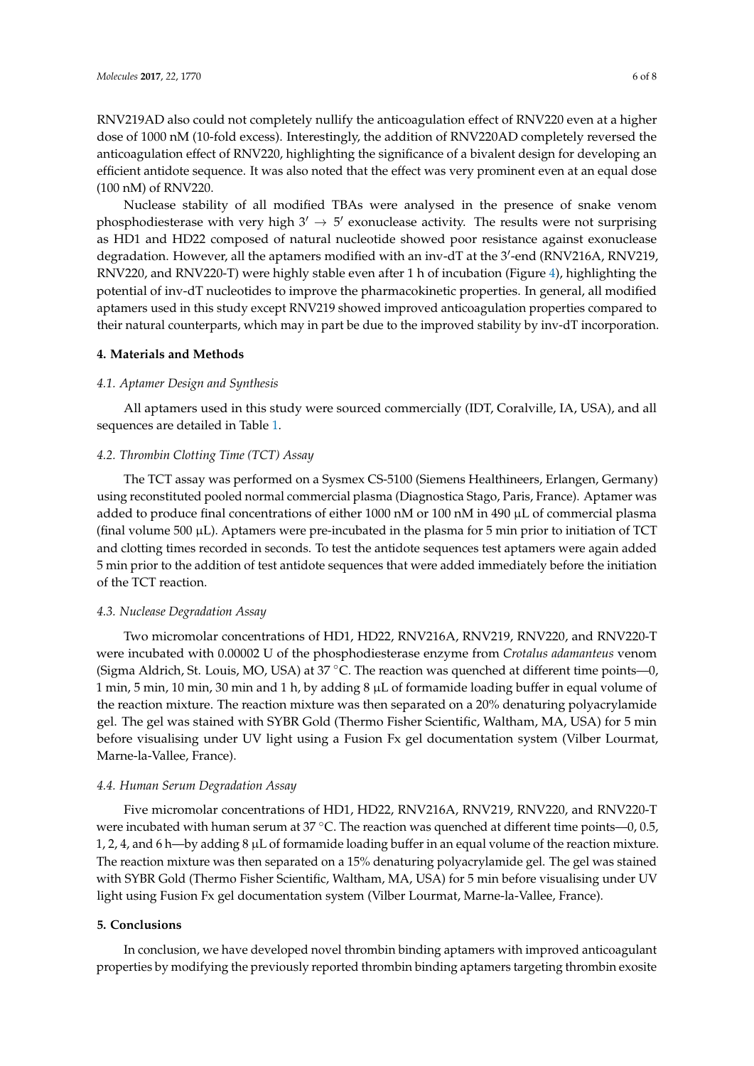RNV219AD also could not completely nullify the anticoagulation effect of RNV220 even at a higher dose of 1000 nM (10-fold excess). Interestingly, the addition of RNV220AD completely reversed the anticoagulation effect of RNV220, highlighting the significance of a bivalent design for developing an efficient antidote sequence. It was also noted that the effect was very prominent even at an equal dose (100 nM) of RNV220.

Nuclease stability of all modified TBAs were analysed in the presence of snake venom phosphodiesterase with very high $3' \rightarrow 5'$ exonuclease activity. The results were not surprising as HD1 and HD22 composed of natural nucleotide showed poor resistance against exonuclease degradation. However, all the aptamers modified with an inv-dT at the 3′-end (RNV216A, RNV219, RNV220, and RNV220-T) were highly stable even after 1 h of incubation (Figure 4), highlighting the potential of inv-dT nucleotides to improve the pharmacokinetic properties. In general, all modified aptamers used in this study except RNV219 showed improved anticoagulation properties compared to their natural counterparts, which may in part be due to the improved stability by inv-dT incorporation.

## 4. Materials and Methods

### *4.1. Aptamer Design and Synthesis*

All aptamers used in this study were sourced commercially (IDT, Coralville, IA, USA), and all sequences are detailed in Table 1.

### *4.2. Thrombin Clotting Time (TCT) Assay*

The TCT assay was performed on a Sysmex CS-5100 (Siemens Healthineers, Erlangen, Germany) using reconstituted pooled normal commercial plasma (Diagnostica Stago, Paris, France). Aptamer was added to produce final concentrations of either 1000 nM or 100 nM in 490 μL of commercial plasma (final volume 500 μL). Aptamers were pre-incubated in the plasma for 5 min prior to initiation of TCT and clotting times recorded in seconds. To test the antidote sequences test aptamers were again added 5 min prior to the addition of test antidote sequences that were added immediately before the initiation of the TCT reaction.

### *4.3. Nuclease Degradation Assay*

Two micromolar concentrations of HD1, HD22, RNV216A, RNV219, RNV220, and RNV220-T were incubated with 0.00002 U of the phosphodiesterase enzyme from *Crotalus adamanteus* venom (Sigma Aldrich, St. Louis, MO, USA) at 37 °C. The reaction was quenched at different time points—0, 1 min, 5 min, 10 min, 30 min and 1 h, by adding 8 μL of formamide loading buffer in equal volume of the reaction mixture. The reaction mixture was then separated on a 20% denaturing polyacrylamide gel. The gel was stained with SYBR Gold (Thermo Fisher Scientific, Waltham, MA, USA) for 5 min before visualising under UV light using a Fusion Fx gel documentation system (Vilber Lourmat, Marne-la-Vallee, France).

### *4.4. Human Serum Degradation Assay*

Five micromolar concentrations of HD1, HD22, RNV216A, RNV219, RNV220, and RNV220-T were incubated with human serum at 37 °C. The reaction was quenched at different time points—0, 0.5, 1, 2, 4, and 6 h—by adding 8 μL of formamide loading buffer in an equal volume of the reaction mixture. The reaction mixture was then separated on a 15% denaturing polyacrylamide gel. The gel was stained with SYBR Gold (Thermo Fisher Scientific, Waltham, MA, USA) for 5 min before visualising under UV light using Fusion Fx gel documentation system (Vilber Lourmat, Marne-la-Vallee, France).

## 5. Conclusions

In conclusion, we have developed novel thrombin binding aptamers with improved anticoagulant properties by modifying the previously reported thrombin binding aptamers targeting thrombin exosite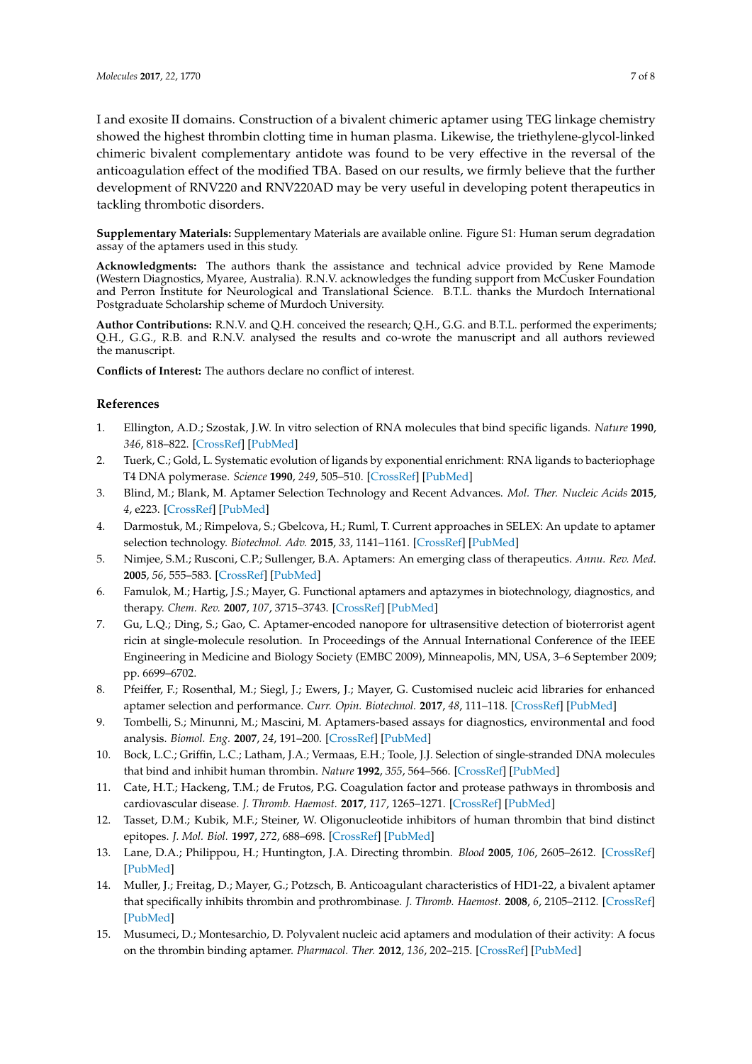I and exosite II domains. Construction of a bivalent chimeric aptamer using TEG linkage chemistry showed the highest thrombin clotting time in human plasma. Likewise, the triethylene-glycol-linked chimeric bivalent complementary antidote was found to be very effective in the reversal of the anticoagulation effect of the modified TBA. Based on our results, we firmly believe that the further development of RNV220 and RNV220AD may be very useful in developing potent therapeutics in tackling thrombotic disorders.

**Supplementary Materials:** Supplementary Materials are available online. Figure S1: Human serum degradation assay of the aptamers used in this study.

**Acknowledgments:** The authors thank the assistance and technical advice provided by Rene Mamode (Western Diagnostics, Myaree, Australia). R.N.V. acknowledges the funding support from McCusker Foundation and Perron Institute for Neurological and Translational Science. B.T.L. thanks the Murdoch International Postgraduate Scholarship scheme of Murdoch University.

**Author Contributions:** R.N.V. and Q.H. conceived the research; Q.H., G.G. and B.T.L. performed the experiments; Q.H., G.G., R.B. and R.N.V. analysed the results and co-wrote the manuscript and all authors reviewed the manuscript.

**Conflicts of Interest:** The authors declare no conflict of interest.

## References

1. Ellington, A.D.; Szostak, J.W. In vitro selection of RNA molecules that bind specific ligands. *Nature* **1990**, *346*, 818–822. [CrossRef] [PubMed]
2. Tuerk, C.; Gold, L. Systematic evolution of ligands by exponential enrichment: RNA ligands to bacteriophage T4 DNA polymerase. *Science* **1990**, *249*, 505–510. [CrossRef] [PubMed]
3. Blind, M.; Blank, M. Aptamer Selection Technology and Recent Advances. *Mol. Ther. Nucleic Acids* **2015**, *4*, e223. [CrossRef] [PubMed]
4. Darmostuk, M.; Rimpelova, S.; Gbelcova, H.; Ruml, T. Current approaches in SELEX: An update to aptamer selection technology. *Biotechnol. Adv.* **2015**, *33*, 1141–1161. [CrossRef] [PubMed]
5. Nimjee, S.M.; Rusconi, C.P.; Sullenger, B.A. Aptamers: An emerging class of therapeutics. *Annu. Rev. Med.* **2005**, *56*, 555–583. [CrossRef] [PubMed]
6. Famulok, M.; Hartig, J.S.; Mayer, G. Functional aptamers and aptazymes in biotechnology, diagnostics, and therapy. *Chem. Rev.* **2007**, *107*, 3715–3743. [CrossRef] [PubMed]
7. Gu, L.Q.; Ding, S.; Gao, C. Aptamer-encoded nanopore for ultrasensitive detection of bioterrorist agent ricin at single-molecule resolution. In Proceedings of the Annual International Conference of the IEEE Engineering in Medicine and Biology Society (EMBC 2009), Minneapolis, MN, USA, 3–6 September 2009; pp. 6699–6702.
8. Pfeiffer, F.; Rosenthal, M.; Siegl, J.; Ewers, J.; Mayer, G. Customised nucleic acid libraries for enhanced aptamer selection and performance. *Curr. Opin. Biotechnol.* **2017**, *48*, 111–118. [CrossRef] [PubMed]
9. Tombelli, S.; Minunni, M.; Mascini, M. Aptamers-based assays for diagnostics, environmental and food analysis. *Biomol. Eng.* **2007**, *24*, 191–200. [CrossRef] [PubMed]
10. Bock, L.C.; Griffin, L.C.; Latham, J.A.; Vermaas, E.H.; Toole, J.J. Selection of single-stranded DNA molecules that bind and inhibit human thrombin. *Nature* **1992**, *355*, 564–566. [CrossRef] [PubMed]
11. Cate, H.T.; Hackeng, T.M.; de Frutos, P.G. Coagulation factor and protease pathways in thrombosis and cardiovascular disease. *J. Thromb. Haemost.* **2017**, *117*, 1265–1271. [CrossRef] [PubMed]
12. Tasset, D.M.; Kubik, M.F.; Steiner, W. Oligonucleotide inhibitors of human thrombin that bind distinct epitopes. *J. Mol. Biol.* **1997**, *272*, 688–698. [CrossRef] [PubMed]
13. Lane, D.A.; Philippou, H.; Huntington, J.A. Directing thrombin. *Blood* **2005**, *106*, 2605–2612. [CrossRef] [PubMed]
14. Muller, J.; Freitag, D.; Mayer, G.; Potzsch, B. Anticoagulant characteristics of HD1-22, a bivalent aptamer that specifically inhibits thrombin and prothrombinase. *J. Thromb. Haemost.* **2008**, *6*, 2105–2112. [CrossRef] [PubMed]
15. Musumeci, D.; Montesarchio, D. Polyvalent nucleic acid aptamers and modulation of their activity: A focus on the thrombin binding aptamer. *Pharmacol. Ther.* **2012**, *136*, 202–215. [CrossRef] [PubMed]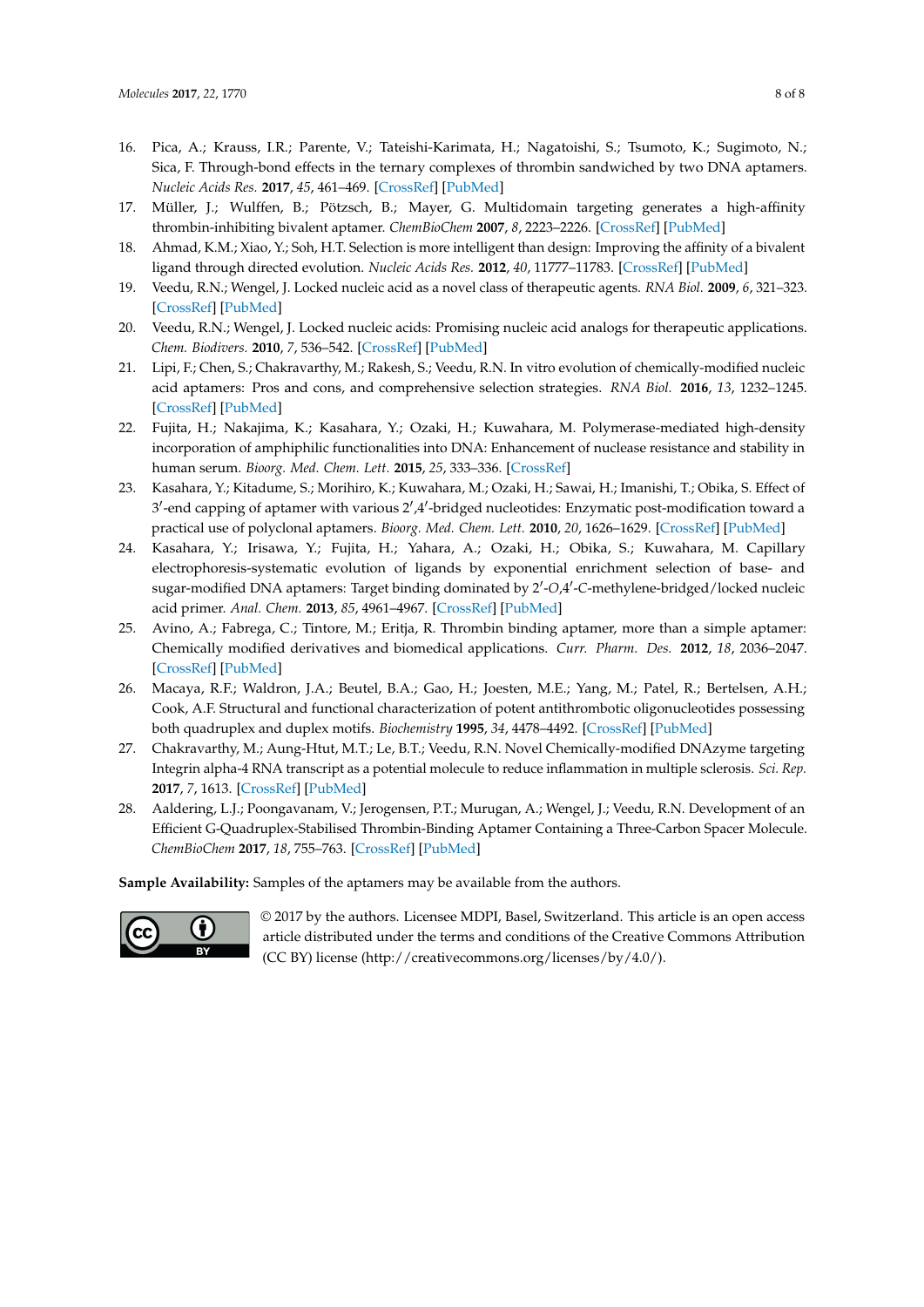16. Pica, A.; Krauss, I.R.; Parente, V.; Tateishi-Karimata, H.; Nagatoishi, S.; Tsumoto, K.; Sugimoto, N.; Sica, F. Through-bond effects in the ternary complexes of thrombin sandwiched by two DNA aptamers. *Nucleic Acids Res.* **2017**, *45*, 461–469. [CrossRef] [PubMed]
17. Müller, J.; Wulffen, B.; Pötzsch, B.; Mayer, G. Multidomain targeting generates a high-affinity thrombin-inhibiting bivalent aptamer. *ChemBioChem* **2007**, *8*, 2223–2226. [CrossRef] [PubMed]
18. Ahmad, K.M.; Xiao, Y.; Soh, H.T. Selection is more intelligent than design: Improving the affinity of a bivalent ligand through directed evolution. *Nucleic Acids Res.* **2012**, *40*, 11777–11783. [CrossRef] [PubMed]
19. Veedu, R.N.; Wengel, J. Locked nucleic acid as a novel class of therapeutic agents. *RNA Biol.* **2009**, *6*, 321–323. [CrossRef] [PubMed]
20. Veedu, R.N.; Wengel, J. Locked nucleic acids: Promising nucleic acid analogs for therapeutic applications. *Chem. Biodivers.* **2010**, *7*, 536–542. [CrossRef] [PubMed]
21. Lipi, F.; Chen, S.; Chakravarthy, M.; Rakesh, S.; Veedu, R.N. In vitro evolution of chemically-modified nucleic acid aptamers: Pros and cons, and comprehensive selection strategies. *RNA Biol.* **2016**, *13*, 1232–1245. [CrossRef] [PubMed]
22. Fujita, H.; Nakajima, K.; Kasahara, Y.; Ozaki, H.; Kuwahara, M. Polymerase-mediated high-density incorporation of amphiphilic functionalities into DNA: Enhancement of nuclease resistance and stability in human serum. *Bioorg. Med. Chem. Lett.* **2015**, *25*, 333–336. [CrossRef]
23. Kasahara, Y.; Kitadume, S.; Morihiro, K.; Kuwahara, M.; Ozaki, H.; Sawai, H.; Imanishi, T.; Obika, S. Effect of 3′-end capping of aptamer with various 2′,4′-bridged nucleotides: Enzymatic post-modification toward a practical use of polyclonal aptamers. *Bioorg. Med. Chem. Lett.* **2010**, *20*, 1626–1629. [CrossRef] [PubMed]
24. Kasahara, Y.; Irisawa, Y.; Fujita, H.; Yahara, A.; Ozaki, H.; Obika, S.; Kuwahara, M. Capillary electrophoresis-systematic evolution of ligands by exponential enrichment selection of base- and sugar-modified DNA aptamers: Target binding dominated by 2′-*O*,4′-*C*-methylene-bridged/locked nucleic acid primer. *Anal. Chem.* **2013**, *85*, 4961–4967. [CrossRef] [PubMed]
25. Avino, A.; Fabrega, C.; Tintore, M.; Eritja, R. Thrombin binding aptamer, more than a simple aptamer: Chemically modified derivatives and biomedical applications. *Curr. Pharm. Des.* **2012**, *18*, 2036–2047. [CrossRef] [PubMed]
26. Macaya, R.F.; Waldron, J.A.; Beutel, B.A.; Gao, H.; Joesten, M.E.; Yang, M.; Patel, R.; Bertelsen, A.H.; Cook, A.F. Structural and functional characterization of potent antithrombotic oligonucleotides possessing both quadruplex and duplex motifs. *Biochemistry* **1995**, *34*, 4478–4492. [CrossRef] [PubMed]
27. Chakravarthy, M.; Aung-Htut, M.T.; Le, B.T.; Veedu, R.N. Novel Chemically-modified DNAzyme targeting Integrin alpha-4 RNA transcript as a potential molecule to reduce inflammation in multiple sclerosis. *Sci. Rep.* **2017**, *7*, 1613. [CrossRef] [PubMed]
28. Aaldering, L.J.; Poongavanam, V.; Jerogensen, P.T.; Murugan, A.; Wengel, J.; Veedu, R.N. Development of an Efficient G-Quadruplex-Stabilised Thrombin-Binding Aptamer Containing a Three-Carbon Spacer Molecule. *ChemBioChem* **2017**, *18*, 755–763. [CrossRef] [PubMed]

**Sample Availability:** Samples of the aptamers may be available from the authors.

© 2017 by the authors. Licensee MDPI, Basel, Switzerland. This article is an open access article distributed under the terms and conditions of the Creative Commons Attribution (CC BY) license (http://creativecommons.org/licenses/by/4.0/).